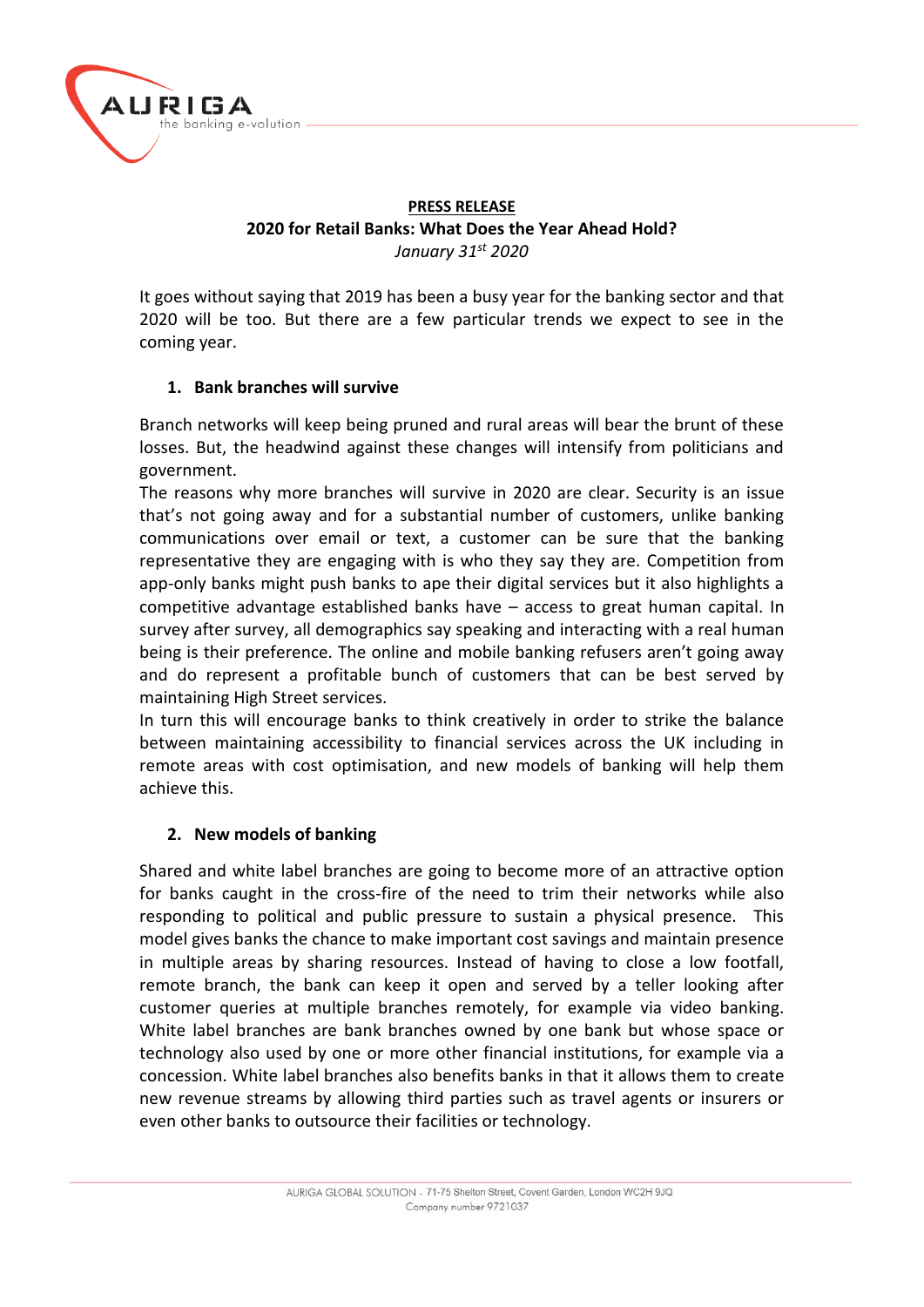**PRESS RELEASE**

**2020 for Retail Banks: What Does the Year Ahead Hold?**

*January 31st 2020*

It goes without saying that 2019 has been a busy year for the banking sector and that 2020 will be too. But there are a few particular trends we expect to see in the coming year.

1. **Bank branches will survive**

Branch networks will keep being pruned and rural areas will bear the brunt of these losses. But, the headwind against these changes will intensify from politicians and government.

The reasons why more branches will survive in 2020 are clear. Security is an issue that's not going away and for a substantial number of customers, unlike banking communications over email or text, a customer can be sure that the banking representative they are engaging with is who they say they are. Competition from app-only banks might push banks to ape their digital services but it also highlights a competitive advantage established banks have – access to great human capital. In survey after survey, all demographics say speaking and interacting with a real human being is their preference. The online and mobile banking refusers aren't going away and do represent a profitable bunch of customers that can be best served by maintaining High Street services.

In turn this will encourage banks to think creatively in order to strike the balance between maintaining accessibility to financial services across the UK including in remote areas with cost optimisation, and new models of banking will help them achieve this.

2. **New models of banking**

Shared and white label branches are going to become more of an attractive option for banks caught in the cross-fire of the need to trim their networks while also responding to political and public pressure to sustain a physical presence. This model gives banks the chance to make important cost savings and maintain presence in multiple areas by sharing resources. Instead of having to close a low footfall, remote branch, the bank can keep it open and served by a teller looking after customer queries at multiple branches remotely, for example via video banking. White label branches are bank branches owned by one bank but whose space or technology also used by one or more other financial institutions, for example via a concession. White label branches also benefits banks in that it allows them to create new revenue streams by allowing third parties such as travel agents or insurers or even other banks to outsource their facilities or technology.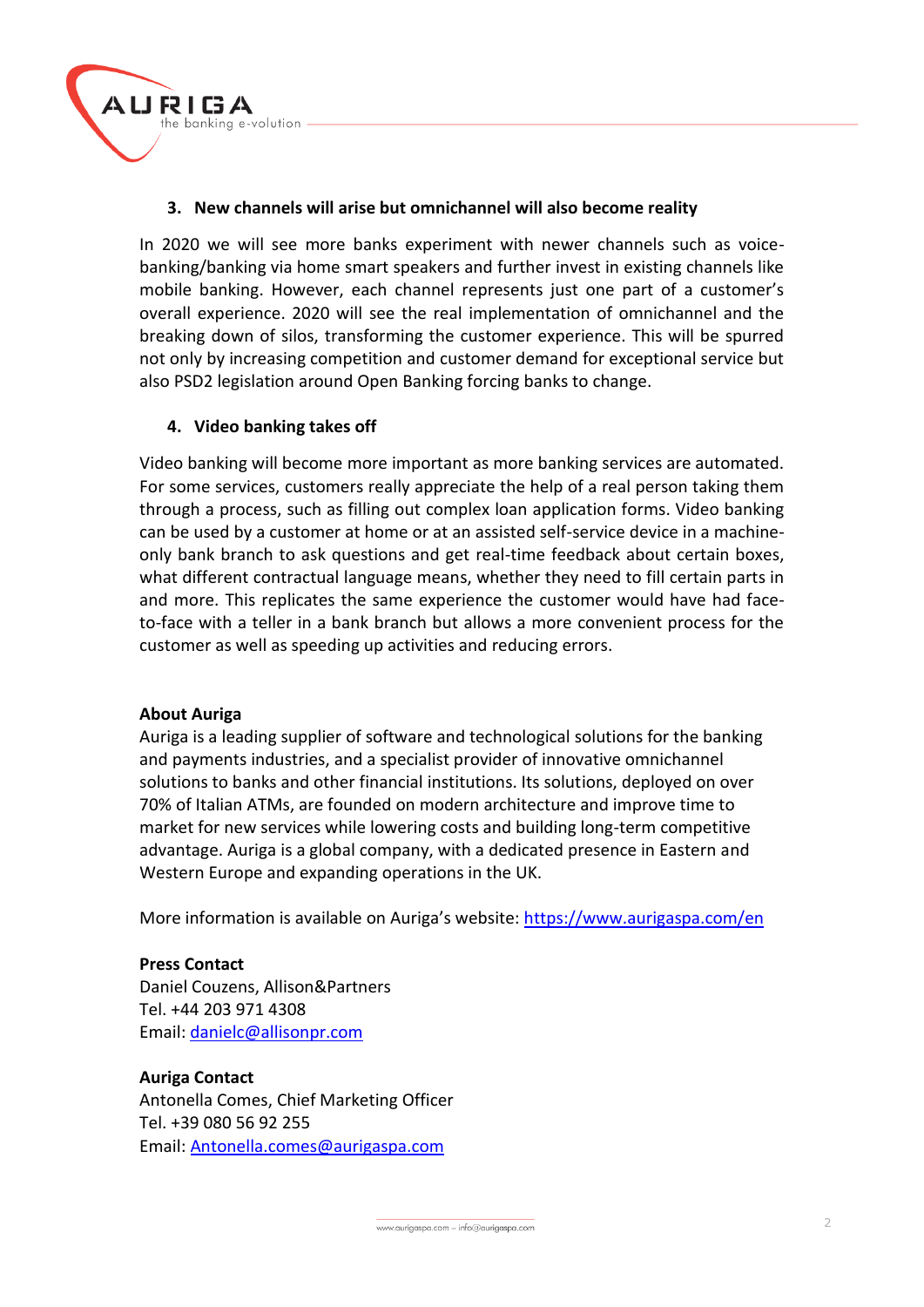### 3. New channels will arise but omnichannel will also become reality

In 2020 we will see more banks experiment with newer channels such as voice-banking/banking via home smart speakers and further invest in existing channels like mobile banking. However, each channel represents just one part of a customer's overall experience. 2020 will see the real implementation of omnichannel and the breaking down of silos, transforming the customer experience. This will be spurred not only by increasing competition and customer demand for exceptional service but also PSD2 legislation around Open Banking forcing banks to change.

### 4. Video banking takes off

Video banking will become more important as more banking services are automated. For some services, customers really appreciate the help of a real person taking them through a process, such as filling out complex loan application forms. Video banking can be used by a customer at home or at an assisted self-service device in a machine-only bank branch to ask questions and get real-time feedback about certain boxes, what different contractual language means, whether they need to fill certain parts in and more. This replicates the same experience the customer would have had face-to-face with a teller in a bank branch but allows a more convenient process for the customer as well as speeding up activities and reducing errors.

**About Auriga**
Auriga is a leading supplier of software and technological solutions for the banking and payments industries, and a specialist provider of innovative omnichannel solutions to banks and other financial institutions. Its solutions, deployed on over 70% of Italian ATMs, are founded on modern architecture and improve time to market for new services while lowering costs and building long-term competitive advantage. Auriga is a global company, with a dedicated presence in Eastern and Western Europe and expanding operations in the UK.

More information is available on Auriga's website: [https://www.aurigaspa.com/en](https://www.aurigaspa.com/en)

**Press Contact**
Daniel Couzens, Allison&Partners
Tel. +44 203 971 4308
Email: [danielc@allisonpr.com](mailto:danielc@allisonpr.com)

**Auriga Contact**
Antonella Comes, Chief Marketing Officer
Tel. +39 080 56 92 255
Email: [Antonella.comes@aurigaspa.com](mailto:Antonella.comes@aurigaspa.com)